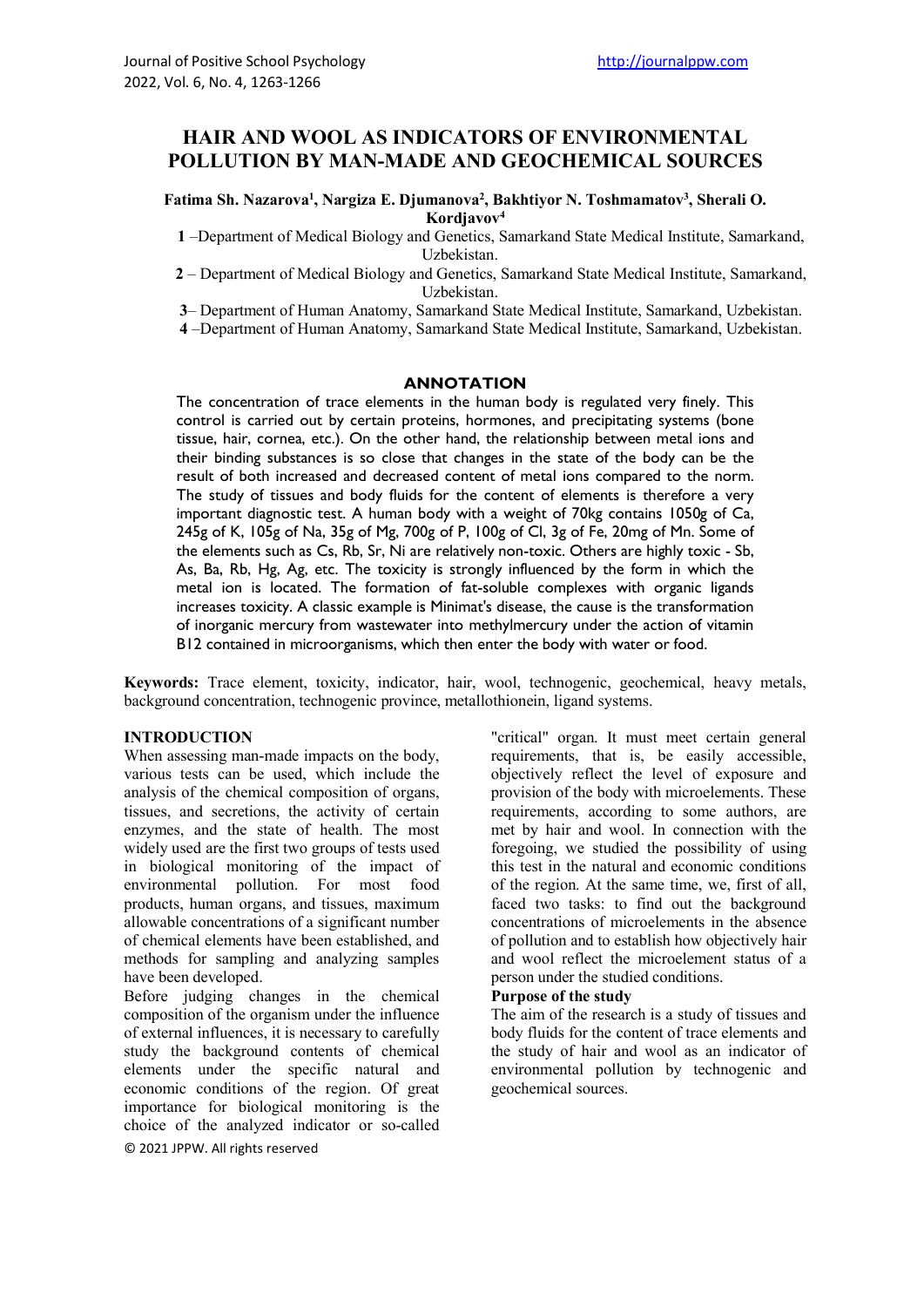# HAIR AND WOOL AS INDICATORS OF ENVIRONMENTAL POLLUTION BY MAN-MADE AND GEOCHEMICAL SOURCES

**Fatima Sh. Nazarova[1], Nargiza E. Djumanova[2], Bakhtiyor N. Toshmamatov[3], Sherali O. Kordjavov[4]**

**1** –Department of Medical Biology and Genetics, Samarkand State Medical Institute, Samarkand, Uzbekistan.

**2** – Department of Medical Biology and Genetics, Samarkand State Medical Institute, Samarkand, Uzbekistan.

**3**– Department of Human Anatomy, Samarkand State Medical Institute, Samarkand, Uzbekistan.

**4** –Department of Human Anatomy, Samarkand State Medical Institute, Samarkand, Uzbekistan.

## ANNOTATION

The concentration of trace elements in the human body is regulated very finely. This control is carried out by certain proteins, hormones, and precipitating systems (bone tissue, hair, cornea, etc.). On the other hand, the relationship between metal ions and their binding substances is so close that changes in the state of the body can be the result of both increased and decreased content of metal ions compared to the norm. The study of tissues and body fluids for the content of elements is therefore a very important diagnostic test. A human body with a weight of 70kg contains 1050g of Ca, 245g of K, 105g of Na, 35g of Mg, 700g of P, 100g of Cl, 3g of Fe, 20mg of Mn. Some of the elements such as Cs, Rb, Sr, Ni are relatively non-toxic. Others are highly toxic - Sb, As, Ba, Rb, Hg, Ag, etc. The toxicity is strongly influenced by the form in which the metal ion is located. The formation of fat-soluble complexes with organic ligands increases toxicity. A classic example is Minimat's disease, the cause is the transformation of inorganic mercury from wastewater into methylmercury under the action of vitamin B12 contained in microorganisms, which then enter the body with water or food.

**Keywords:** Trace element, toxicity, indicator, hair, wool, technogenic, geochemical, heavy metals, background concentration, technogenic province, metallothionein, ligand systems.

## INTRODUCTION

When assessing man-made impacts on the body, various tests can be used, which include the analysis of the chemical composition of organs, tissues, and secretions, the activity of certain enzymes, and the state of health. The most widely used are the first two groups of tests used in biological monitoring of the impact of environmental pollution. For most food products, human organs, and tissues, maximum allowable concentrations of a significant number of chemical elements have been established, and methods for sampling and analyzing samples have been developed.

Before judging changes in the chemical composition of the organism under the influence of external influences, it is necessary to carefully study the background contents of chemical elements under the specific natural and economic conditions of the region. Of great importance for biological monitoring is the choice of the analyzed indicator or so-called "critical" organ. It must meet certain general requirements, that is, be easily accessible, objectively reflect the level of exposure and provision of the body with microelements. These requirements, according to some authors, are met by hair and wool. In connection with the foregoing, we studied the possibility of using this test in the natural and economic conditions of the region. At the same time, we, first of all, faced two tasks: to find out the background concentrations of microelements in the absence of pollution and to establish how objectively hair and wool reflect the microelement status of a person under the studied conditions.

### Purpose of the study

The aim of the research is a study of tissues and body fluids for the content of trace elements and the study of hair and wool as an indicator of environmental pollution by technogenic and geochemical sources.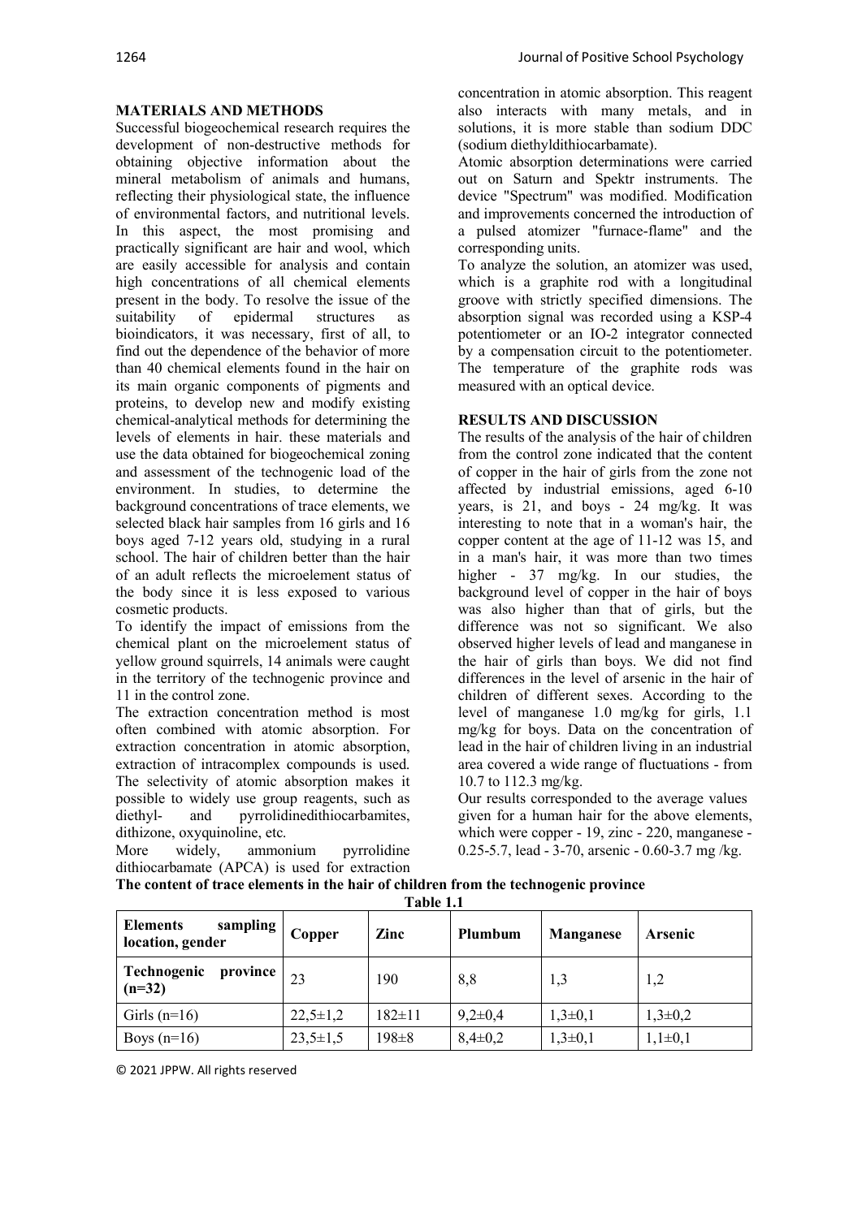## MATERIALS AND METHODS

Successful biogeochemical research requires the development of non-destructive methods for obtaining objective information about the mineral metabolism of animals and humans, reflecting their physiological state, the influence of environmental factors, and nutritional levels. In this aspect, the most promising and practically significant are hair and wool, which are easily accessible for analysis and contain high concentrations of all chemical elements present in the body. To resolve the issue of the suitability of epidermal structures as bioindicators, it was necessary, first of all, to find out the dependence of the behavior of more than 40 chemical elements found in the hair on its main organic components of pigments and proteins, to develop new and modify existing chemical-analytical methods for determining the levels of elements in hair. these materials and use the data obtained for biogeochemical zoning and assessment of the technogenic load of the environment. In studies, to determine the background concentrations of trace elements, we selected black hair samples from 16 girls and 16 boys aged 7-12 years old, studying in a rural school. The hair of children better than the hair of an adult reflects the microelement status of the body since it is less exposed to various cosmetic products.

To identify the impact of emissions from the chemical plant on the microelement status of yellow ground squirrels, 14 animals were caught in the territory of the technogenic province and 11 in the control zone.

The extraction concentration method is most often combined with atomic absorption. For extraction concentration in atomic absorption, extraction of intracomplex compounds is used. The selectivity of atomic absorption makes it possible to widely use group reagents, such as diethyl- and pyrrolidinedithiocarbamites, dithizone, oxyquinoline, etc.

More widely, ammonium pyrrolidine dithiocarbamate (APCA) is used for extraction concentration in atomic absorption. This reagent also interacts with many metals, and in solutions, it is more stable than sodium DDC (sodium diethyldithiocarbamate).

Atomic absorption determinations were carried out on Saturn and Spektr instruments. The device "Spectrum" was modified. Modification and improvements concerned the introduction of a pulsed atomizer "furnace-flame" and the corresponding units.

To analyze the solution, an atomizer was used, which is a graphite rod with a longitudinal groove with strictly specified dimensions. The absorption signal was recorded using a KSP-4 potentiometer or an IO-2 integrator connected by a compensation circuit to the potentiometer. The temperature of the graphite rods was measured with an optical device.

## RESULTS AND DISCUSSION

The results of the analysis of the hair of children from the control zone indicated that the content of copper in the hair of girls from the zone not affected by industrial emissions, aged 6-10 years, is 21, and boys - 24 mg/kg. It was interesting to note that in a woman's hair, the copper content at the age of 11-12 was 15, and in a man's hair, it was more than two times higher - 37 mg/kg. In our studies, the background level of copper in the hair of boys was also higher than that of girls, but the difference was not so significant. We also observed higher levels of lead and manganese in the hair of girls than boys. We did not find differences in the level of arsenic in the hair of children of different sexes. According to the level of manganese 1.0 mg/kg for girls, 1.1 mg/kg for boys. Data on the concentration of lead in the hair of children living in an industrial area covered a wide range of fluctuations - from 10.7 to 112.3 mg/kg.

Our results corresponded to the average values given for a human hair for the above elements, which were copper - 19, zinc - 220, manganese - 0.25-5.7, lead - 3-70, arsenic - 0.60-3.7 mg /kg.

**The content of trace elements in the hair of children from the technogenic province**

**Table 1.1**

| Elements sampling location, gender | Copper | Zinc | Plumbum | Manganese | Arsenic |
|---|---|---|---|---|---|
| **Technogenic province (n=32)** | 23 | 190 | 8,8 | 1,3 | 1,2 |
| Girls (n=16) | 22,5±1,2 | 182±11 | 9,2±0,4 | 1,3±0,1 | 1,3±0,2 |
| Boys (n=16) | 23,5±1,5 | 198±8 | 8,4±0,2 | 1,3±0,1 | 1,1±0,1 |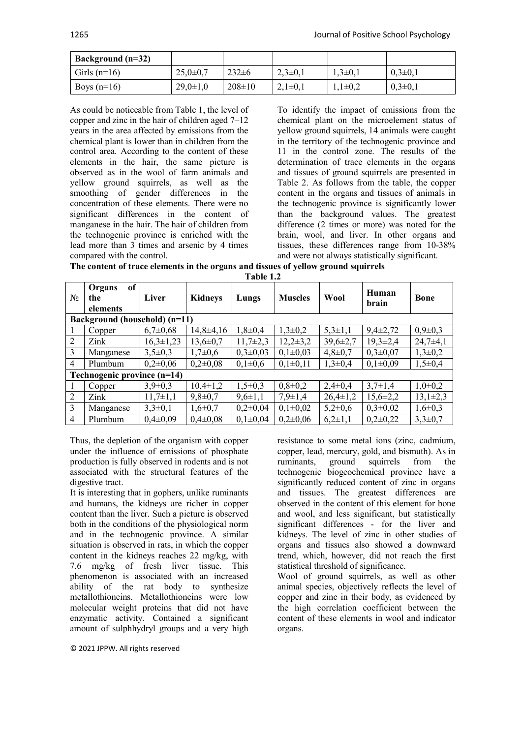| Background (n=32) | | | | | |
|---|---|---|---|---|---|
| Girls (n=16) | 25,0±0,7 | 232±6 | 2,3±0,1 | 1,3±0,1 | 0,3±0,1 |
| Boys (n=16) | 29,0±1,0 | 208±10 | 2,1±0,1 | 1,1±0,2 | 0,3±0,1 |

As could be noticeable from Table 1, the level of copper and zinc in the hair of children aged 7–12 years in the area affected by emissions from the chemical plant is lower than in children from the control area. According to the content of these elements in the hair, the same picture is observed as in the wool of farm animals and yellow ground squirrels, as well as the smoothing of gender differences in the concentration of these elements. There were no significant differences in the content of manganese in the hair. The hair of children from the technogenic province is enriched with the lead more than 3 times and arsenic by 4 times compared with the control.

To identify the impact of emissions from the chemical plant on the microelement status of yellow ground squirrels, 14 animals were caught in the territory of the technogenic province and 11 in the control zone. The results of the determination of trace elements in the organs and tissues of ground squirrels are presented in Table 2. As follows from the table, the copper content in the organs and tissues of animals in the technogenic province is significantly lower than the background values. The greatest difference (2 times or more) was noted for the brain, wool, and liver. In other organs and tissues, these differences range from 10-38% and were not always statistically significant.

**The content of trace elements in the organs and tissues of yellow ground squirrels**

**Table 1.2**

| № | Organs of the elements | Liver | Kidneys | Lungs | Muscles | Wool | Human brain | Bone |
|---|---|---|---|---|---|---|---|---|
| **Background (household) (n=11)** | | | | | | | | |
| 1 | Copper | 6,7±0,68 | 14,8±4,16 | 1,8±0,4 | 1,3±0,2 | 5,3±1,1 | 9,4±2,72 | 0,9±0,3 |
| 2 | Zink | 16,3±1,23 | 13,6±0,7 | 11,7±2,3 | 12,2±3,2 | 39,6±2,7 | 19,3±2,4 | 24,7±4,1 |
| 3 | Manganese | 3,5±0,3 | 1,7±0,6 | 0,3±0,03 | 0,1±0,03 | 4,8±0,7 | 0,3±0,07 | 1,3±0,2 |
| 4 | Plumbum | 0,2±0,06 | 0,2±0,08 | 0,1±0,6 | 0,1±0,11 | 1,3±0,4 | 0,1±0,09 | 1,5±0,4 |
| **Technogenic province (n=14)** | | | | | | | | |
| 1 | Copper | 3,9±0,3 | 10,4±1,2 | 1,5±0,3 | 0,8±0,2 | 2,4±0,4 | 3,7±1,4 | 1,0±0,2 |
| 2 | Zink | 11,7±1,1 | 9,8±0,7 | 9,6±1,1 | 7,9±1,4 | 26,4±1,2 | 15,6±2,2 | 13,1±2,3 |
| 3 | Manganese | 3,3±0,1 | 1,6±0,7 | 0,2±0,04 | 0,1±0,02 | 5,2±0,6 | 0,3±0,02 | 1,6±0,3 |
| 4 | Plumbum | 0,4±0,09 | 0,4±0,08 | 0,1±0,04 | 0,2±0,06 | 6,2±1,1 | 0,2±0,22 | 3,3±0,7 |

Thus, the depletion of the organism with copper under the influence of emissions of phosphate production is fully observed in rodents and is not associated with the structural features of the digestive tract.

It is interesting that in gophers, unlike ruminants and humans, the kidneys are richer in copper content than the liver. Such a picture is observed both in the conditions of the physiological norm and in the technogenic province. A similar situation is observed in rats, in which the copper content in the kidneys reaches 22 mg/kg, with 7.6 mg/kg of fresh liver tissue. This phenomenon is associated with an increased ability of the rat body to synthesize metallothioneins. Metallothioneins were low molecular weight proteins that did not have enzymatic activity. Contained a significant amount of sulphhydryl groups and a very high resistance to some metal ions (zinc, cadmium, copper, lead, mercury, gold, and bismuth). As in ruminants, ground squirrels from the technogenic biogeochemical province have a significantly reduced content of zinc in organs and tissues. The greatest differences are observed in the content of this element for bone and wool, and less significant, but statistically significant differences - for the liver and kidneys. The level of zinc in other studies of organs and tissues also showed a downward trend, which, however, did not reach the first statistical threshold of significance.

Wool of ground squirrels, as well as other animal species, objectively reflects the level of copper and zinc in their body, as evidenced by the high correlation coefficient between the content of these elements in wool and indicator organs.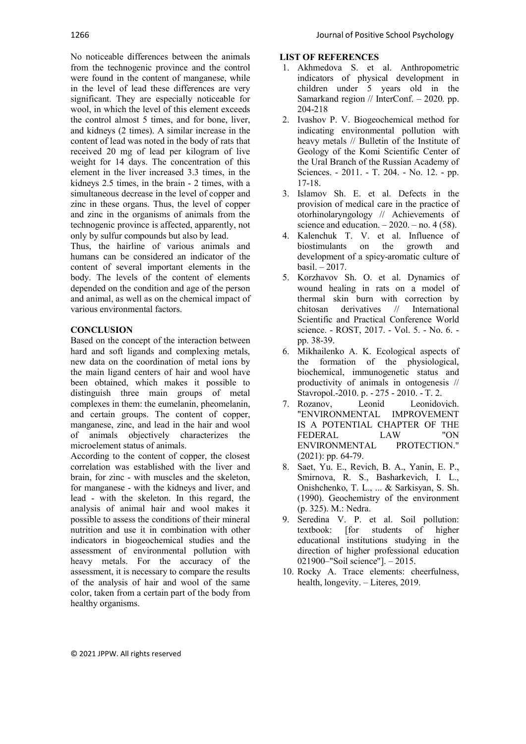No noticeable differences between the animals from the technogenic province and the control were found in the content of manganese, while in the level of lead these differences are very significant. They are especially noticeable for wool, in which the level of this element exceeds the control almost 5 times, and for bone, liver, and kidneys (2 times). A similar increase in the content of lead was noted in the body of rats that received 20 mg of lead per kilogram of live weight for 14 days. The concentration of this element in the liver increased 3.3 times, in the kidneys 2.5 times, in the brain - 2 times, with a simultaneous decrease in the level of copper and zinc in these organs. Thus, the level of copper and zinc in the organisms of animals from the technogenic province is affected, apparently, not only by sulfur compounds but also by lead.

Thus, the hairline of various animals and humans can be considered an indicator of the content of several important elements in the body. The levels of the content of elements depended on the condition and age of the person and animal, as well as on the chemical impact of various environmental factors.

## CONCLUSION

Based on the concept of the interaction between hard and soft ligands and complexing metals, new data on the coordination of metal ions by the main ligand centers of hair and wool have been obtained, which makes it possible to distinguish three main groups of metal complexes in them: the eumelanin, pheomelanin, and certain groups. The content of copper, manganese, zinc, and lead in the hair and wool of animals objectively characterizes the microelement status of animals.

According to the content of copper, the closest correlation was established with the liver and brain, for zinc - with muscles and the skeleton, for manganese - with the kidneys and liver, and lead - with the skeleton. In this regard, the analysis of animal hair and wool makes it possible to assess the conditions of their mineral nutrition and use it in combination with other indicators in biogeochemical studies and the assessment of environmental pollution with heavy metals. For the accuracy of the assessment, it is necessary to compare the results of the analysis of hair and wool of the same color, taken from a certain part of the body from healthy organisms.

## LIST OF REFERENCES

1. Akhmedova S. et al. Anthropometric indicators of physical development in children under 5 years old in the Samarkand region // InterConf. – 2020. pp. 204-218
2. Ivashov P. V. Biogeochemical method for indicating environmental pollution with heavy metals // Bulletin of the Institute of Geology of the Komi Scientific Center of the Ural Branch of the Russian Academy of Sciences. - 2011. - T. 204. - No. 12. - pp. 17-18.
3. Islamov Sh. E. et al. Defects in the provision of medical care in the practice of otorhinolaryngology // Achievements of science and education. – 2020. – no. 4 (58).
4. Kalenchuk T. V. et al. Influence of biostimulants on the growth and development of a spicy-aromatic culture of basil. – 2017.
5. Korzhavov Sh. O. et al. Dynamics of wound healing in rats on a model of thermal skin burn with correction by chitosan derivatives // International Scientific and Practical Conference World science. - ROST, 2017. - Vol. 5. - No. 6. - pp. 38-39.
6. Mikhailenko A. K. Ecological aspects of the formation of the physiological, biochemical, immunogenetic status and productivity of animals in ontogenesis // Stavropol.-2010. p. - 275 - 2010. - T. 2.
7. Rozanov, Leonid Leonidovich. "ENVIRONMENTAL IMPROVEMENT IS A POTENTIAL CHAPTER OF THE FEDERAL LAW "ON ENVIRONMENTAL PROTECTION." (2021): pp. 64-79.
8. Saet, Yu. E., Revich, B. A., Yanin, E. P., Smirnova, R. S., Basharkevich, I. L., Onishchenko, T. L., ... & Sarkisyan, S. Sh. (1990). Geochemistry of the environment (p. 325). M.: Nedra.
9. Seredina V. P. et al. Soil pollution: textbook: [for students of higher educational institutions studying in the direction of higher professional education 021900–"Soil science"]. – 2015.
10. Rocky A. Trace elements: cheerfulness, health, longevity. – Literes, 2019.